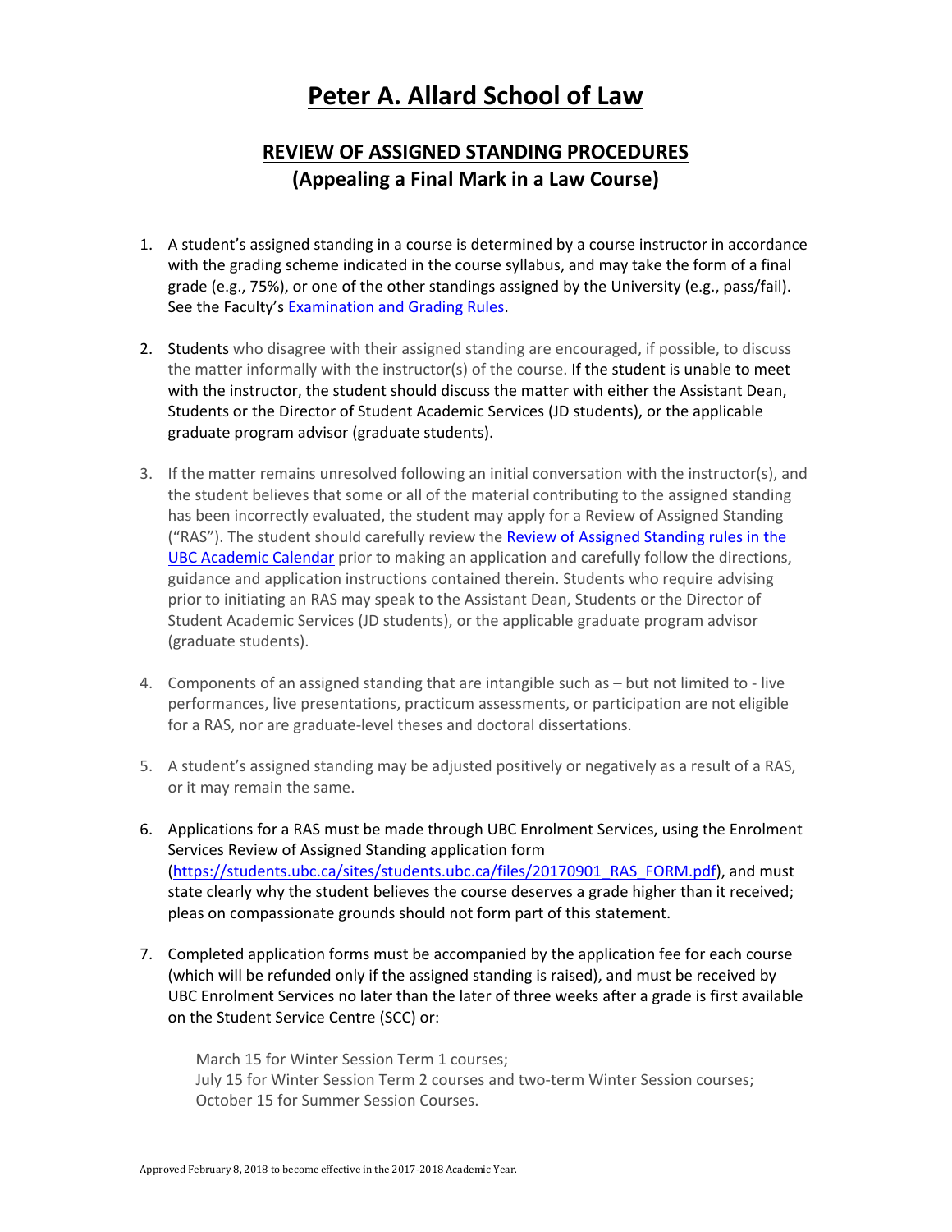# Peter A. Allard School of Law

## REVIEW OF ASSIGNED STANDING PROCEDURES
## (Appealing a Final Mark in a Law Course)

1. A student's assigned standing in a course is determined by a course instructor in accordance with the grading scheme indicated in the course syllabus, and may take the form of a final grade (e.g., 75%), or one of the other standings assigned by the University (e.g., pass/fail). See the Faculty's Examination and Grading Rules.

2. Students who disagree with their assigned standing are encouraged, if possible, to discuss the matter informally with the instructor(s) of the course. If the student is unable to meet with the instructor, the student should discuss the matter with either the Assistant Dean, Students or the Director of Student Academic Services (JD students), or the applicable graduate program advisor (graduate students).

3. If the matter remains unresolved following an initial conversation with the instructor(s), and the student believes that some or all of the material contributing to the assigned standing has been incorrectly evaluated, the student may apply for a Review of Assigned Standing ("RAS"). The student should carefully review the Review of Assigned Standing rules in the UBC Academic Calendar prior to making an application and carefully follow the directions, guidance and application instructions contained therein. Students who require advising prior to initiating an RAS may speak to the Assistant Dean, Students or the Director of Student Academic Services (JD students), or the applicable graduate program advisor (graduate students).

4. Components of an assigned standing that are intangible such as – but not limited to - live performances, live presentations, practicum assessments, or participation are not eligible for a RAS, nor are graduate-level theses and doctoral dissertations.

5. A student's assigned standing may be adjusted positively or negatively as a result of a RAS, or it may remain the same.

6. Applications for a RAS must be made through UBC Enrolment Services, using the Enrolment Services Review of Assigned Standing application form (https://students.ubc.ca/sites/students.ubc.ca/files/20170901_RAS_FORM.pdf), and must state clearly why the student believes the course deserves a grade higher than it received; pleas on compassionate grounds should not form part of this statement.

7. Completed application forms must be accompanied by the application fee for each course (which will be refunded only if the assigned standing is raised), and must be received by UBC Enrolment Services no later than the later of three weeks after a grade is first available on the Student Service Centre (SCC) or:

   March 15 for Winter Session Term 1 courses;
   July 15 for Winter Session Term 2 courses and two-term Winter Session courses;
   October 15 for Summer Session Courses.

Approved February 8, 2018 to become effective in the 2017-2018 Academic Year.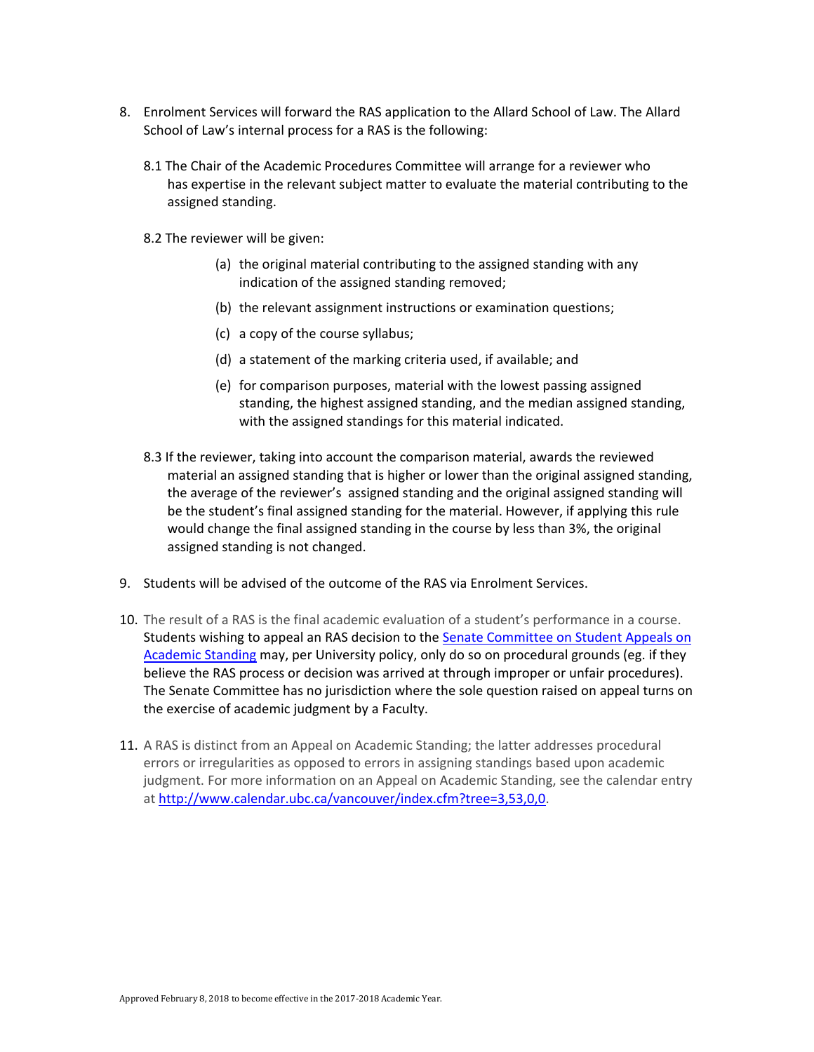8. Enrolment Services will forward the RAS application to the Allard School of Law. The Allard School of Law's internal process for a RAS is the following:

   8.1 The Chair of the Academic Procedures Committee will arrange for a reviewer who has expertise in the relevant subject matter to evaluate the material contributing to the assigned standing.

   8.2 The reviewer will be given:

   (a) the original material contributing to the assigned standing with any indication of the assigned standing removed;

   (b) the relevant assignment instructions or examination questions;

   (c) a copy of the course syllabus;

   (d) a statement of the marking criteria used, if available; and

   (e) for comparison purposes, material with the lowest passing assigned standing, the highest assigned standing, and the median assigned standing, with the assigned standings for this material indicated.

   8.3 If the reviewer, taking into account the comparison material, awards the reviewed material an assigned standing that is higher or lower than the original assigned standing, the average of the reviewer's assigned standing and the original assigned standing will be the student's final assigned standing for the material. However, if applying this rule would change the final assigned standing in the course by less than 3%, the original assigned standing is not changed.

9. Students will be advised of the outcome of the RAS via Enrolment Services.

10. The result of a RAS is the final academic evaluation of a student's performance in a course. Students wishing to appeal an RAS decision to the [Senate Committee on Student Appeals on Academic Standing](#) may, per University policy, only do so on procedural grounds (eg. if they believe the RAS process or decision was arrived at through improper or unfair procedures). The Senate Committee has no jurisdiction where the sole question raised on appeal turns on the exercise of academic judgment by a Faculty.

11. A RAS is distinct from an Appeal on Academic Standing; the latter addresses procedural errors or irregularities as opposed to errors in assigning standings based upon academic judgment. For more information on an Appeal on Academic Standing, see the calendar entry at [http://www.calendar.ubc.ca/vancouver/index.cfm?tree=3,53,0,0](http://www.calendar.ubc.ca/vancouver/index.cfm?tree=3,53,0,0).

Approved February 8, 2018 to become effective in the 2017-2018 Academic Year.